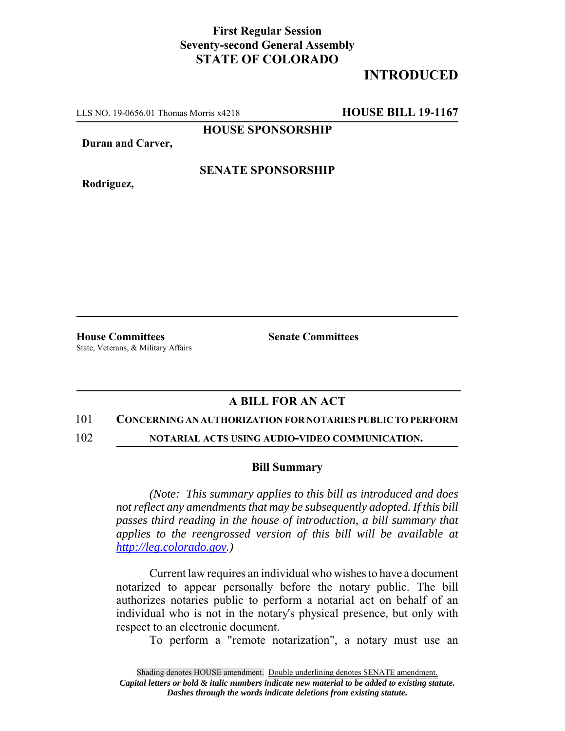**First Regular Session**
**Seventy-second General Assembly**
**STATE OF COLORADO**

# INTRODUCED

LLS NO. 19-0656.01 Thomas Morris x4218 **HOUSE BILL 19-1167**

**HOUSE SPONSORSHIP**

**Duran and Carver,**

**SENATE SPONSORSHIP**

**Rodriguez,**

**House Committees**
State, Veterans, & Military Affairs

**Senate Committees**

## A BILL FOR AN ACT

101 **CONCERNING AN AUTHORIZATION FOR NOTARIES PUBLIC TO PERFORM**
102 **NOTARIAL ACTS USING AUDIO-VIDEO COMMUNICATION.**

### Bill Summary

*(Note: This summary applies to this bill as introduced and does not reflect any amendments that may be subsequently adopted. If this bill passes third reading in the house of introduction, a bill summary that applies to the reengrossed version of this bill will be available at http://leg.colorado.gov.)*

Current law requires an individual who wishes to have a document notarized to appear personally before the notary public. The bill authorizes notaries public to perform a notarial act on behalf of an individual who is not in the notary's physical presence, but only with respect to an electronic document.

To perform a "remote notarization", a notary must use an

Shading denotes HOUSE amendment. Double underlining denotes SENATE amendment.
*Capital letters or bold & italic numbers indicate new material to be added to existing statute.*
*Dashes through the words indicate deletions from existing statute.*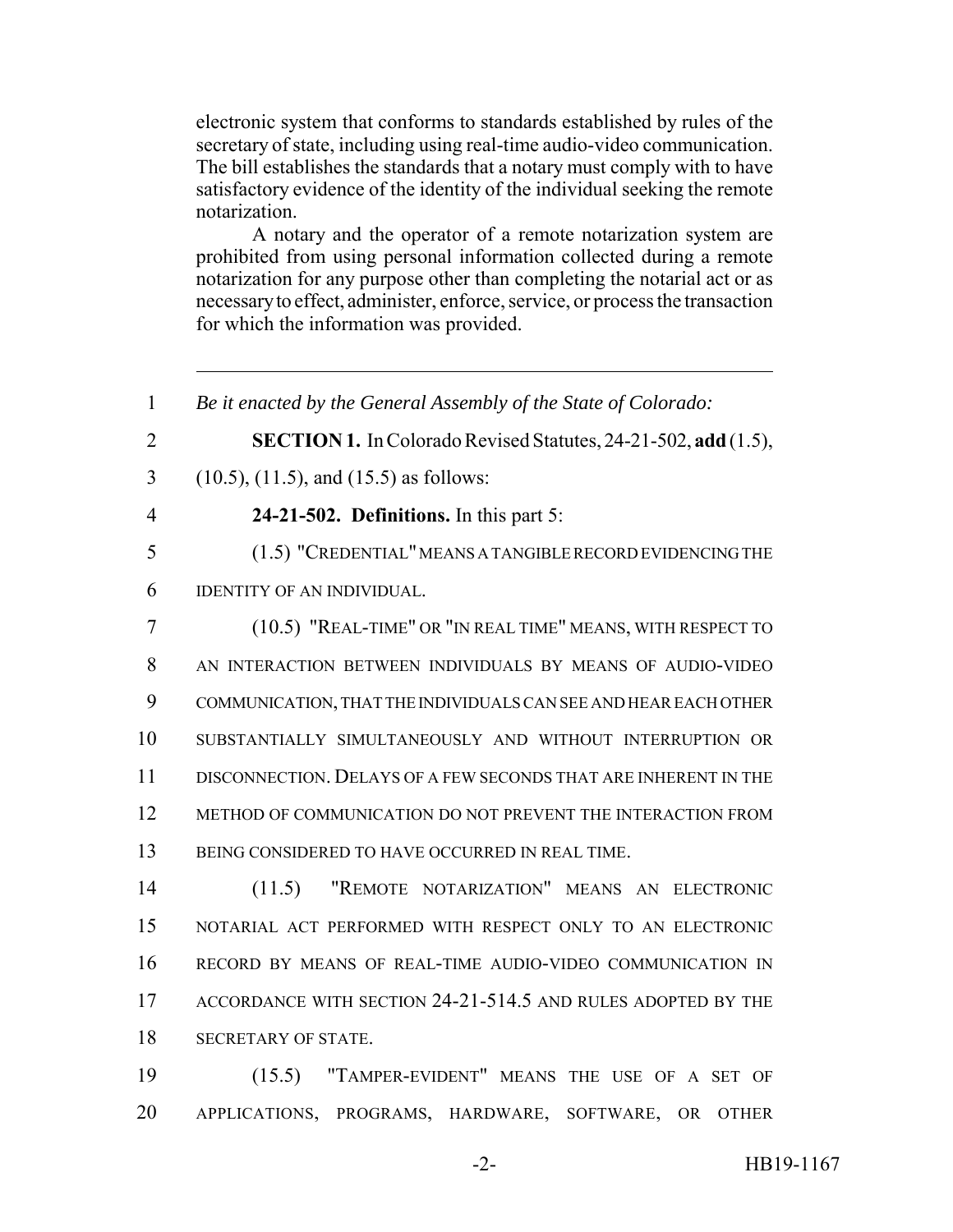electronic system that conforms to standards established by rules of the secretary of state, including using real-time audio-video communication. The bill establishes the standards that a notary must comply with to have satisfactory evidence of the identity of the individual seeking the remote notarization.

A notary and the operator of a remote notarization system are prohibited from using personal information collected during a remote notarization for any purpose other than completing the notarial act or as necessary to effect, administer, enforce, service, or process the transaction for which the information was provided.

---

1 *Be it enacted by the General Assembly of the State of Colorado:*

2 **SECTION 1.** In Colorado Revised Statutes, 24-21-502, **add** (1.5),

3 (10.5), (11.5), and (15.5) as follows:

4 **24-21-502. Definitions.** In this part 5:

5 (1.5) "CREDENTIAL" MEANS A TANGIBLE RECORD EVIDENCING THE

6 IDENTITY OF AN INDIVIDUAL.

7 (10.5) "REAL-TIME" OR "IN REAL TIME" MEANS, WITH RESPECT TO

8 AN INTERACTION BETWEEN INDIVIDUALS BY MEANS OF AUDIO-VIDEO

9 COMMUNICATION, THAT THE INDIVIDUALS CAN SEE AND HEAR EACH OTHER

10 SUBSTANTIALLY SIMULTANEOUSLY AND WITHOUT INTERRUPTION OR

11 DISCONNECTION. DELAYS OF A FEW SECONDS THAT ARE INHERENT IN THE

12 METHOD OF COMMUNICATION DO NOT PREVENT THE INTERACTION FROM

13 BEING CONSIDERED TO HAVE OCCURRED IN REAL TIME.

14 (11.5) "REMOTE NOTARIZATION" MEANS AN ELECTRONIC

15 NOTARIAL ACT PERFORMED WITH RESPECT ONLY TO AN ELECTRONIC

16 RECORD BY MEANS OF REAL-TIME AUDIO-VIDEO COMMUNICATION IN

17 ACCORDANCE WITH SECTION 24-21-514.5 AND RULES ADOPTED BY THE

18 SECRETARY OF STATE.

19 (15.5) "TAMPER-EVIDENT" MEANS THE USE OF A SET OF

20 APPLICATIONS, PROGRAMS, HARDWARE, SOFTWARE, OR OTHER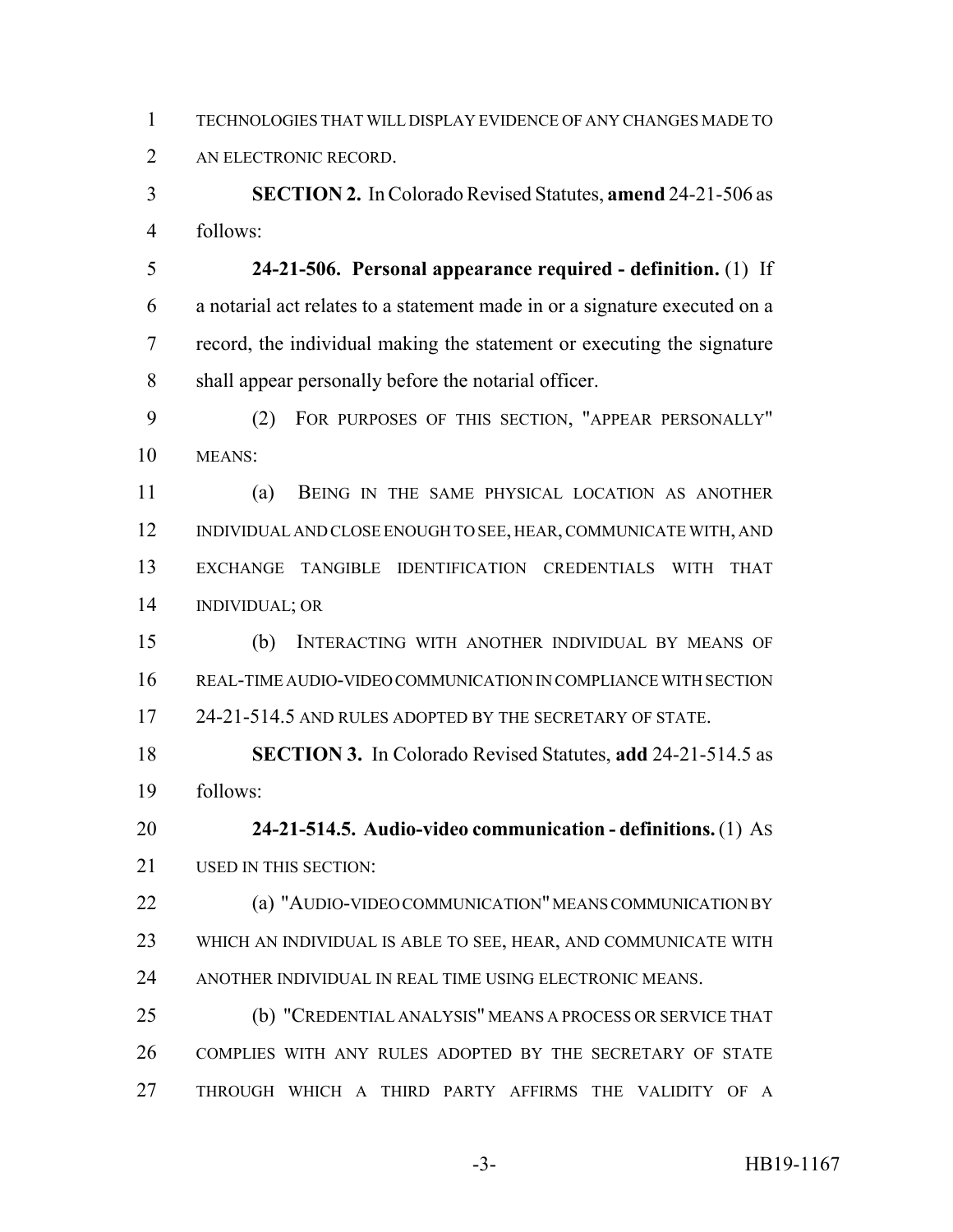TECHNOLOGIES THAT WILL DISPLAY EVIDENCE OF ANY CHANGES MADE TO AN ELECTRONIC RECORD.

**SECTION 2.** In Colorado Revised Statutes, **amend** 24-21-506 as follows:

**24-21-506. Personal appearance required - definition.** (1) If a notarial act relates to a statement made in or a signature executed on a record, the individual making the statement or executing the signature shall appear personally before the notarial officer.

(2) FOR PURPOSES OF THIS SECTION, "APPEAR PERSONALLY" MEANS:

(a) BEING IN THE SAME PHYSICAL LOCATION AS ANOTHER INDIVIDUAL AND CLOSE ENOUGH TO SEE, HEAR, COMMUNICATE WITH, AND EXCHANGE TANGIBLE IDENTIFICATION CREDENTIALS WITH THAT INDIVIDUAL; OR

(b) INTERACTING WITH ANOTHER INDIVIDUAL BY MEANS OF REAL-TIME AUDIO-VIDEO COMMUNICATION IN COMPLIANCE WITH SECTION 24-21-514.5 AND RULES ADOPTED BY THE SECRETARY OF STATE.

**SECTION 3.** In Colorado Revised Statutes, **add** 24-21-514.5 as follows:

**24-21-514.5. Audio-video communication - definitions.** (1) AS USED IN THIS SECTION:

(a) "AUDIO-VIDEO COMMUNICATION" MEANS COMMUNICATION BY WHICH AN INDIVIDUAL IS ABLE TO SEE, HEAR, AND COMMUNICATE WITH ANOTHER INDIVIDUAL IN REAL TIME USING ELECTRONIC MEANS.

(b) "CREDENTIAL ANALYSIS" MEANS A PROCESS OR SERVICE THAT COMPLIES WITH ANY RULES ADOPTED BY THE SECRETARY OF STATE THROUGH WHICH A THIRD PARTY AFFIRMS THE VALIDITY OF A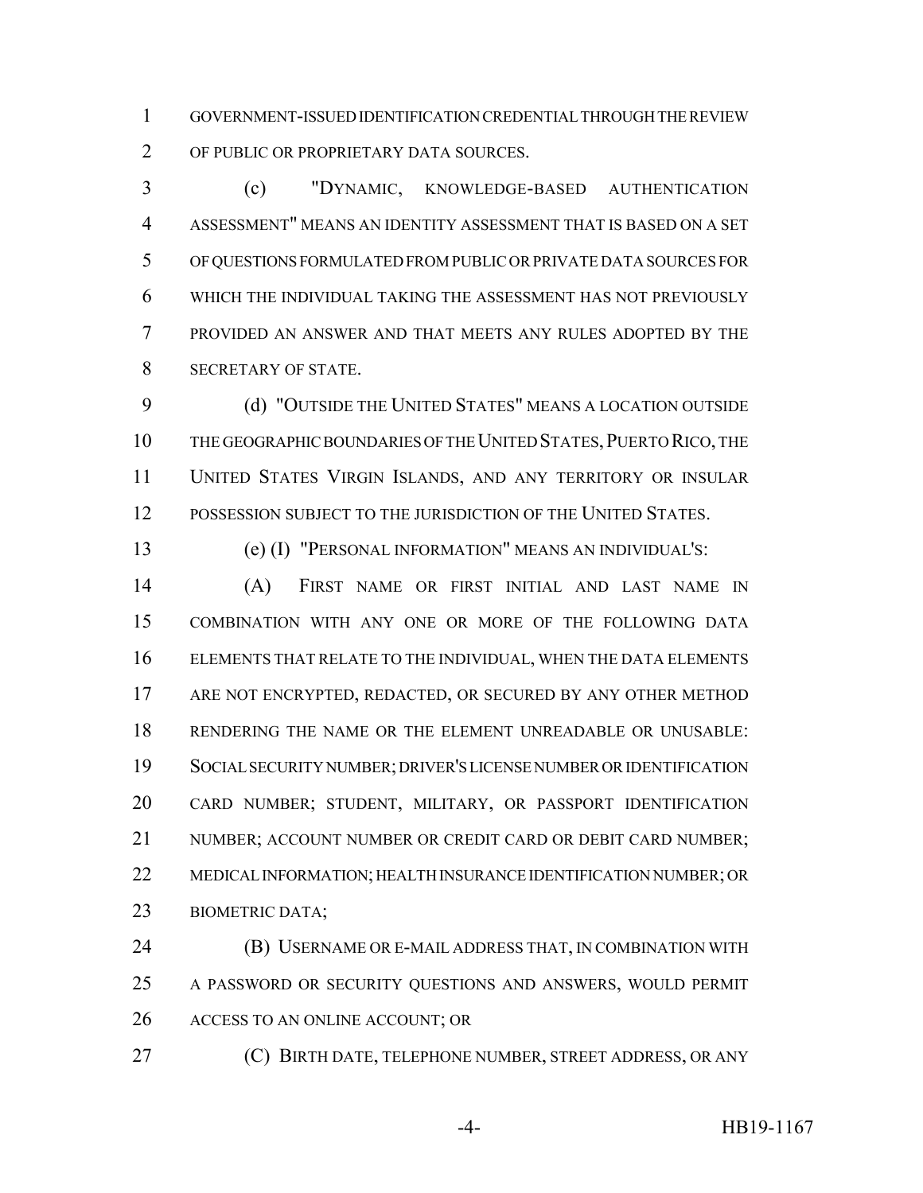GOVERNMENT-ISSUED IDENTIFICATION CREDENTIAL THROUGH THE REVIEW OF PUBLIC OR PROPRIETARY DATA SOURCES.

(c) "DYNAMIC, KNOWLEDGE-BASED AUTHENTICATION ASSESSMENT" MEANS AN IDENTITY ASSESSMENT THAT IS BASED ON A SET OF QUESTIONS FORMULATED FROM PUBLIC OR PRIVATE DATA SOURCES FOR WHICH THE INDIVIDUAL TAKING THE ASSESSMENT HAS NOT PREVIOUSLY PROVIDED AN ANSWER AND THAT MEETS ANY RULES ADOPTED BY THE SECRETARY OF STATE.

(d) "OUTSIDE THE UNITED STATES" MEANS A LOCATION OUTSIDE THE GEOGRAPHIC BOUNDARIES OF THE UNITED STATES, PUERTO RICO, THE UNITED STATES VIRGIN ISLANDS, AND ANY TERRITORY OR INSULAR POSSESSION SUBJECT TO THE JURISDICTION OF THE UNITED STATES.

(e) (I) "PERSONAL INFORMATION" MEANS AN INDIVIDUAL'S:

(A) FIRST NAME OR FIRST INITIAL AND LAST NAME IN COMBINATION WITH ANY ONE OR MORE OF THE FOLLOWING DATA ELEMENTS THAT RELATE TO THE INDIVIDUAL, WHEN THE DATA ELEMENTS ARE NOT ENCRYPTED, REDACTED, OR SECURED BY ANY OTHER METHOD RENDERING THE NAME OR THE ELEMENT UNREADABLE OR UNUSABLE: SOCIAL SECURITY NUMBER; DRIVER'S LICENSE NUMBER OR IDENTIFICATION CARD NUMBER; STUDENT, MILITARY, OR PASSPORT IDENTIFICATION NUMBER; ACCOUNT NUMBER OR CREDIT CARD OR DEBIT CARD NUMBER; MEDICAL INFORMATION; HEALTH INSURANCE IDENTIFICATION NUMBER; OR BIOMETRIC DATA;

(B) USERNAME OR E-MAIL ADDRESS THAT, IN COMBINATION WITH A PASSWORD OR SECURITY QUESTIONS AND ANSWERS, WOULD PERMIT ACCESS TO AN ONLINE ACCOUNT; OR

(C) BIRTH DATE, TELEPHONE NUMBER, STREET ADDRESS, OR ANY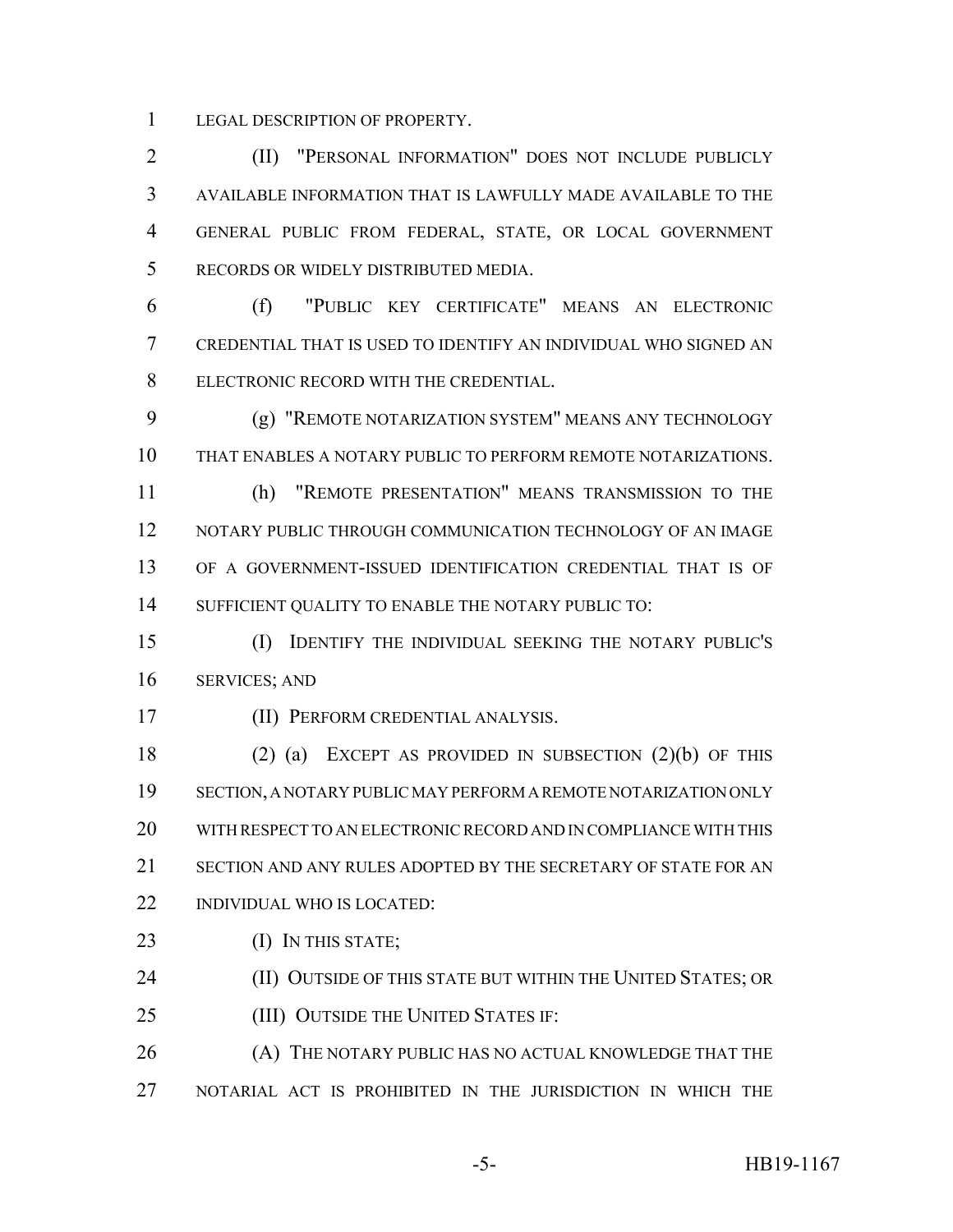LEGAL DESCRIPTION OF PROPERTY.

(II) "PERSONAL INFORMATION" DOES NOT INCLUDE PUBLICLY AVAILABLE INFORMATION THAT IS LAWFULLY MADE AVAILABLE TO THE GENERAL PUBLIC FROM FEDERAL, STATE, OR LOCAL GOVERNMENT RECORDS OR WIDELY DISTRIBUTED MEDIA.

(f) "PUBLIC KEY CERTIFICATE" MEANS AN ELECTRONIC CREDENTIAL THAT IS USED TO IDENTIFY AN INDIVIDUAL WHO SIGNED AN ELECTRONIC RECORD WITH THE CREDENTIAL.

(g) "REMOTE NOTARIZATION SYSTEM" MEANS ANY TECHNOLOGY THAT ENABLES A NOTARY PUBLIC TO PERFORM REMOTE NOTARIZATIONS.

(h) "REMOTE PRESENTATION" MEANS TRANSMISSION TO THE NOTARY PUBLIC THROUGH COMMUNICATION TECHNOLOGY OF AN IMAGE OF A GOVERNMENT-ISSUED IDENTIFICATION CREDENTIAL THAT IS OF SUFFICIENT QUALITY TO ENABLE THE NOTARY PUBLIC TO:

(I) IDENTIFY THE INDIVIDUAL SEEKING THE NOTARY PUBLIC'S SERVICES; AND

(II) PERFORM CREDENTIAL ANALYSIS.

(2) (a) EXCEPT AS PROVIDED IN SUBSECTION (2)(b) OF THIS SECTION, A NOTARY PUBLIC MAY PERFORM A REMOTE NOTARIZATION ONLY WITH RESPECT TO AN ELECTRONIC RECORD AND IN COMPLIANCE WITH THIS SECTION AND ANY RULES ADOPTED BY THE SECRETARY OF STATE FOR AN INDIVIDUAL WHO IS LOCATED:

(I) IN THIS STATE;

(II) OUTSIDE OF THIS STATE BUT WITHIN THE UNITED STATES; OR

(III) OUTSIDE THE UNITED STATES IF:

(A) THE NOTARY PUBLIC HAS NO ACTUAL KNOWLEDGE THAT THE NOTARIAL ACT IS PROHIBITED IN THE JURISDICTION IN WHICH THE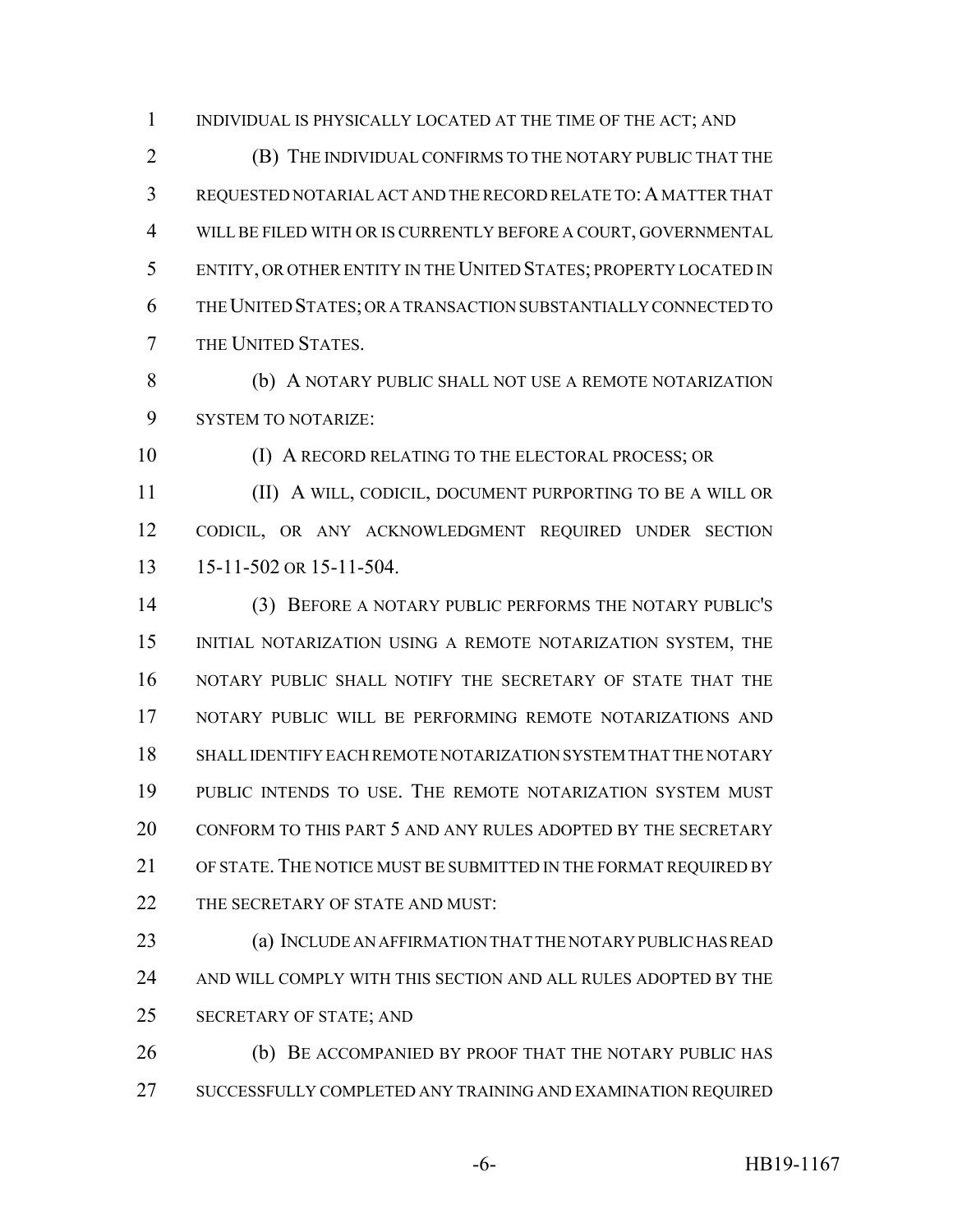INDIVIDUAL IS PHYSICALLY LOCATED AT THE TIME OF THE ACT; AND

(B) THE INDIVIDUAL CONFIRMS TO THE NOTARY PUBLIC THAT THE REQUESTED NOTARIAL ACT AND THE RECORD RELATE TO: A MATTER THAT WILL BE FILED WITH OR IS CURRENTLY BEFORE A COURT, GOVERNMENTAL ENTITY, OR OTHER ENTITY IN THE UNITED STATES; PROPERTY LOCATED IN THE UNITED STATES; OR A TRANSACTION SUBSTANTIALLY CONNECTED TO THE UNITED STATES.

(b) A NOTARY PUBLIC SHALL NOT USE A REMOTE NOTARIZATION SYSTEM TO NOTARIZE:

(I) A RECORD RELATING TO THE ELECTORAL PROCESS; OR

(II) A WILL, CODICIL, DOCUMENT PURPORTING TO BE A WILL OR CODICIL, OR ANY ACKNOWLEDGMENT REQUIRED UNDER SECTION 15-11-502 OR 15-11-504.

(3) BEFORE A NOTARY PUBLIC PERFORMS THE NOTARY PUBLIC'S INITIAL NOTARIZATION USING A REMOTE NOTARIZATION SYSTEM, THE NOTARY PUBLIC SHALL NOTIFY THE SECRETARY OF STATE THAT THE NOTARY PUBLIC WILL BE PERFORMING REMOTE NOTARIZATIONS AND SHALL IDENTIFY EACH REMOTE NOTARIZATION SYSTEM THAT THE NOTARY PUBLIC INTENDS TO USE. THE REMOTE NOTARIZATION SYSTEM MUST CONFORM TO THIS PART 5 AND ANY RULES ADOPTED BY THE SECRETARY OF STATE. THE NOTICE MUST BE SUBMITTED IN THE FORMAT REQUIRED BY THE SECRETARY OF STATE AND MUST:

(a) INCLUDE AN AFFIRMATION THAT THE NOTARY PUBLIC HAS READ AND WILL COMPLY WITH THIS SECTION AND ALL RULES ADOPTED BY THE SECRETARY OF STATE; AND

(b) BE ACCOMPANIED BY PROOF THAT THE NOTARY PUBLIC HAS SUCCESSFULLY COMPLETED ANY TRAINING AND EXAMINATION REQUIRED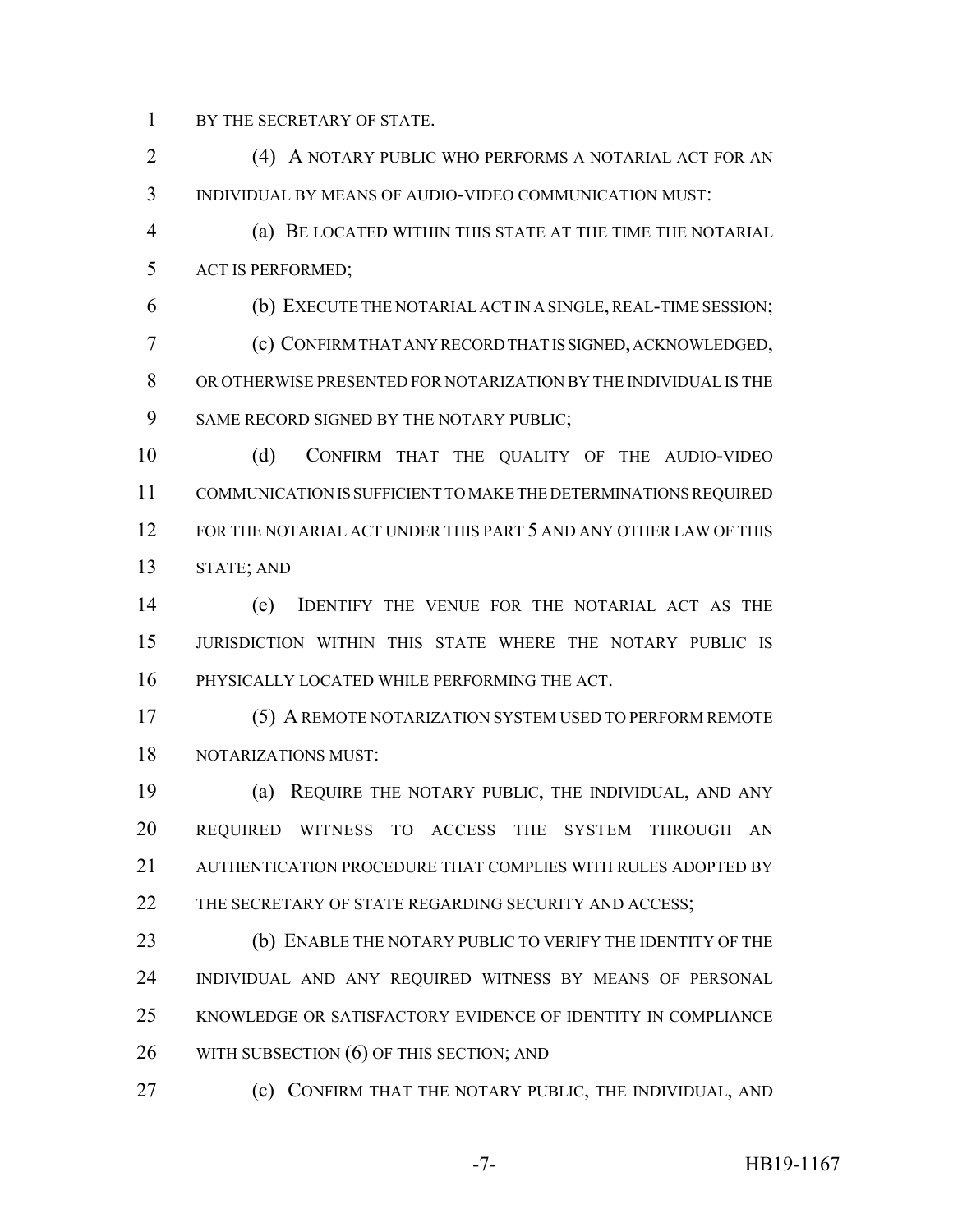BY THE SECRETARY OF STATE.

(4) A NOTARY PUBLIC WHO PERFORMS A NOTARIAL ACT FOR AN INDIVIDUAL BY MEANS OF AUDIO-VIDEO COMMUNICATION MUST:

(a) BE LOCATED WITHIN THIS STATE AT THE TIME THE NOTARIAL ACT IS PERFORMED;

(b) EXECUTE THE NOTARIAL ACT IN A SINGLE, REAL-TIME SESSION;

(c) CONFIRM THAT ANY RECORD THAT IS SIGNED, ACKNOWLEDGED, OR OTHERWISE PRESENTED FOR NOTARIZATION BY THE INDIVIDUAL IS THE SAME RECORD SIGNED BY THE NOTARY PUBLIC;

(d) CONFIRM THAT THE QUALITY OF THE AUDIO-VIDEO COMMUNICATION IS SUFFICIENT TO MAKE THE DETERMINATIONS REQUIRED FOR THE NOTARIAL ACT UNDER THIS PART 5 AND ANY OTHER LAW OF THIS STATE; AND

(e) IDENTIFY THE VENUE FOR THE NOTARIAL ACT AS THE JURISDICTION WITHIN THIS STATE WHERE THE NOTARY PUBLIC IS PHYSICALLY LOCATED WHILE PERFORMING THE ACT.

(5) A REMOTE NOTARIZATION SYSTEM USED TO PERFORM REMOTE NOTARIZATIONS MUST:

(a) REQUIRE THE NOTARY PUBLIC, THE INDIVIDUAL, AND ANY REQUIRED WITNESS TO ACCESS THE SYSTEM THROUGH AN AUTHENTICATION PROCEDURE THAT COMPLIES WITH RULES ADOPTED BY THE SECRETARY OF STATE REGARDING SECURITY AND ACCESS;

(b) ENABLE THE NOTARY PUBLIC TO VERIFY THE IDENTITY OF THE INDIVIDUAL AND ANY REQUIRED WITNESS BY MEANS OF PERSONAL KNOWLEDGE OR SATISFACTORY EVIDENCE OF IDENTITY IN COMPLIANCE WITH SUBSECTION (6) OF THIS SECTION; AND

(c) CONFIRM THAT THE NOTARY PUBLIC, THE INDIVIDUAL, AND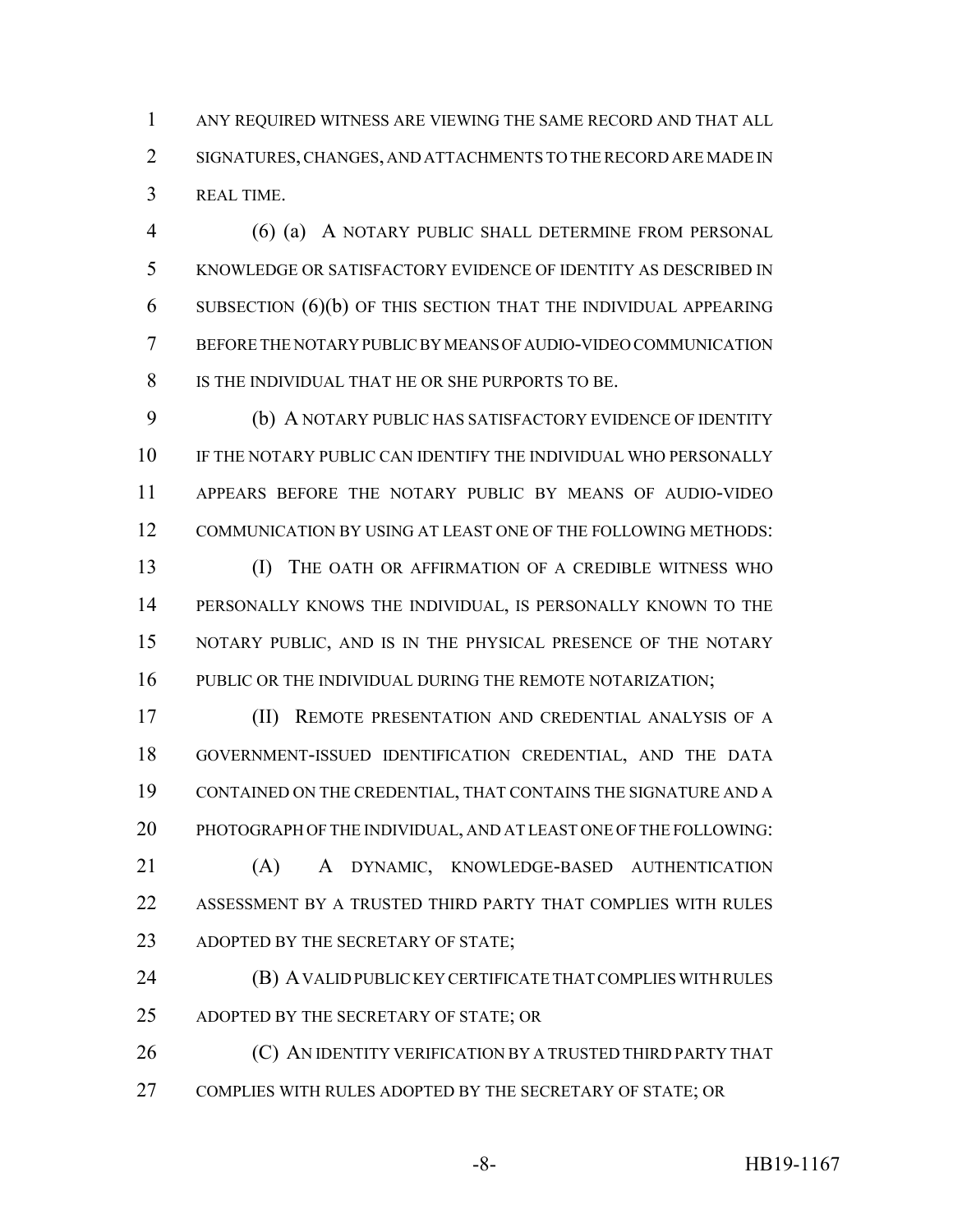ANY REQUIRED WITNESS ARE VIEWING THE SAME RECORD AND THAT ALL SIGNATURES, CHANGES, AND ATTACHMENTS TO THE RECORD ARE MADE IN REAL TIME.

(6) (a) A NOTARY PUBLIC SHALL DETERMINE FROM PERSONAL KNOWLEDGE OR SATISFACTORY EVIDENCE OF IDENTITY AS DESCRIBED IN SUBSECTION (6)(b) OF THIS SECTION THAT THE INDIVIDUAL APPEARING BEFORE THE NOTARY PUBLIC BY MEANS OF AUDIO-VIDEO COMMUNICATION IS THE INDIVIDUAL THAT HE OR SHE PURPORTS TO BE.

(b) A NOTARY PUBLIC HAS SATISFACTORY EVIDENCE OF IDENTITY IF THE NOTARY PUBLIC CAN IDENTIFY THE INDIVIDUAL WHO PERSONALLY APPEARS BEFORE THE NOTARY PUBLIC BY MEANS OF AUDIO-VIDEO COMMUNICATION BY USING AT LEAST ONE OF THE FOLLOWING METHODS:

(I) THE OATH OR AFFIRMATION OF A CREDIBLE WITNESS WHO PERSONALLY KNOWS THE INDIVIDUAL, IS PERSONALLY KNOWN TO THE NOTARY PUBLIC, AND IS IN THE PHYSICAL PRESENCE OF THE NOTARY PUBLIC OR THE INDIVIDUAL DURING THE REMOTE NOTARIZATION;

(II) REMOTE PRESENTATION AND CREDENTIAL ANALYSIS OF A GOVERNMENT-ISSUED IDENTIFICATION CREDENTIAL, AND THE DATA CONTAINED ON THE CREDENTIAL, THAT CONTAINS THE SIGNATURE AND A PHOTOGRAPH OF THE INDIVIDUAL, AND AT LEAST ONE OF THE FOLLOWING:

(A) A DYNAMIC, KNOWLEDGE-BASED AUTHENTICATION ASSESSMENT BY A TRUSTED THIRD PARTY THAT COMPLIES WITH RULES ADOPTED BY THE SECRETARY OF STATE;

(B) A VALID PUBLIC KEY CERTIFICATE THAT COMPLIES WITH RULES ADOPTED BY THE SECRETARY OF STATE; OR

(C) AN IDENTITY VERIFICATION BY A TRUSTED THIRD PARTY THAT COMPLIES WITH RULES ADOPTED BY THE SECRETARY OF STATE; OR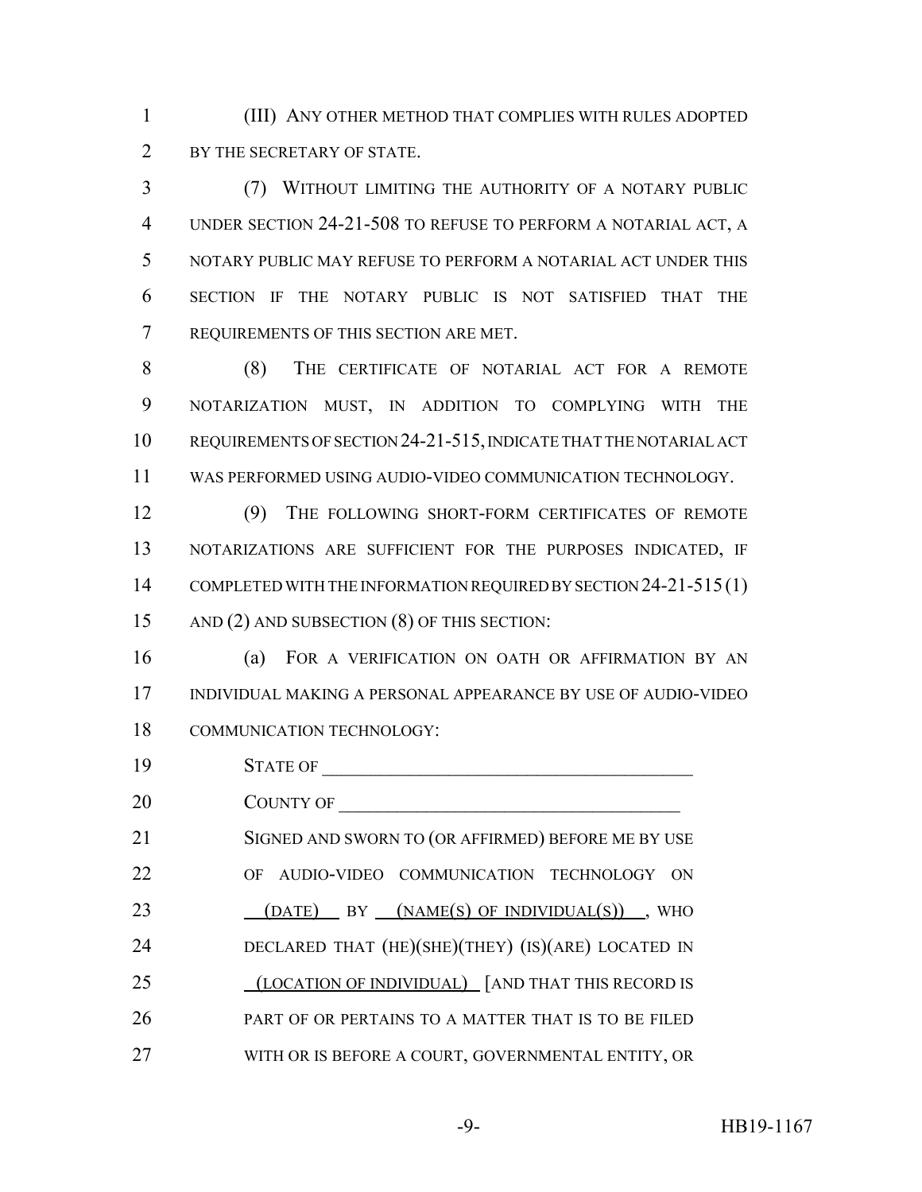(III) ANY OTHER METHOD THAT COMPLIES WITH RULES ADOPTED BY THE SECRETARY OF STATE.

(7) WITHOUT LIMITING THE AUTHORITY OF A NOTARY PUBLIC UNDER SECTION 24-21-508 TO REFUSE TO PERFORM A NOTARIAL ACT, A NOTARY PUBLIC MAY REFUSE TO PERFORM A NOTARIAL ACT UNDER THIS SECTION IF THE NOTARY PUBLIC IS NOT SATISFIED THAT THE REQUIREMENTS OF THIS SECTION ARE MET.

(8) THE CERTIFICATE OF NOTARIAL ACT FOR A REMOTE NOTARIZATION MUST, IN ADDITION TO COMPLYING WITH THE REQUIREMENTS OF SECTION 24-21-515, INDICATE THAT THE NOTARIAL ACT WAS PERFORMED USING AUDIO-VIDEO COMMUNICATION TECHNOLOGY.

(9) THE FOLLOWING SHORT-FORM CERTIFICATES OF REMOTE NOTARIZATIONS ARE SUFFICIENT FOR THE PURPOSES INDICATED, IF COMPLETED WITH THE INFORMATION REQUIRED BY SECTION 24-21-515 (1) AND (2) AND SUBSECTION (8) OF THIS SECTION:

(a) FOR A VERIFICATION ON OATH OR AFFIRMATION BY AN INDIVIDUAL MAKING A PERSONAL APPEARANCE BY USE OF AUDIO-VIDEO COMMUNICATION TECHNOLOGY:

STATE OF ________________________________________

COUNTY OF _____________________________________

SIGNED AND SWORN TO (OR AFFIRMED) BEFORE ME BY USE OF AUDIO-VIDEO COMMUNICATION TECHNOLOGY ON (DATE) BY (NAME(S) OF INDIVIDUAL(S)), WHO DECLARED THAT (HE)(SHE)(THEY) (IS)(ARE) LOCATED IN (LOCATION OF INDIVIDUAL) [AND THAT THIS RECORD IS PART OF OR PERTAINS TO A MATTER THAT IS TO BE FILED WITH OR IS BEFORE A COURT, GOVERNMENTAL ENTITY, OR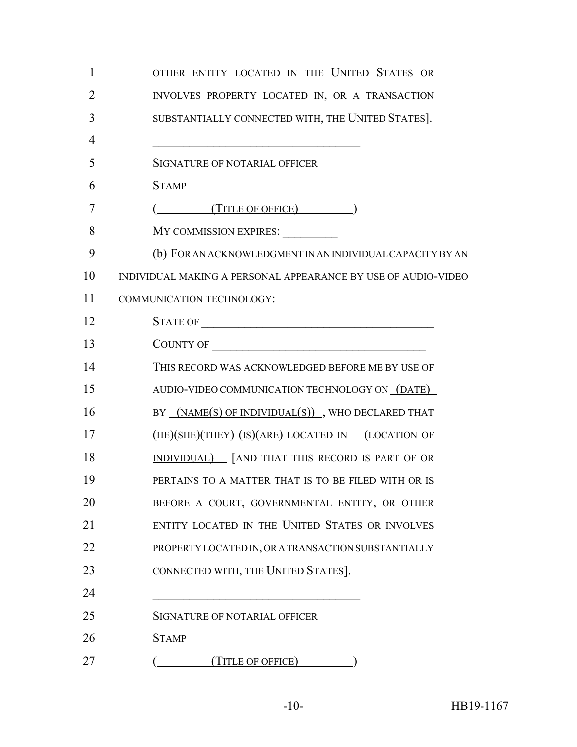OTHER ENTITY LOCATED IN THE UNITED STATES OR INVOLVES PROPERTY LOCATED IN, OR A TRANSACTION SUBSTANTIALLY CONNECTED WITH, THE UNITED STATES].

\_\_\_\_\_\_\_\_\_\_\_\_\_\_\_\_\_\_\_\_\_\_\_\_\_\_\_\_\_\_\_\_\_\_

SIGNATURE OF NOTARIAL OFFICER

STAMP

(\_\_\_\_\_(TITLE OF OFFICE)\_\_\_\_\_)

MY COMMISSION EXPIRES: \_\_\_\_\_\_\_\_\_

(b) FOR AN ACKNOWLEDGMENT IN AN INDIVIDUAL CAPACITY BY AN INDIVIDUAL MAKING A PERSONAL APPEARANCE BY USE OF AUDIO-VIDEO COMMUNICATION TECHNOLOGY:

STATE OF \_\_\_\_\_\_\_\_\_\_\_\_\_\_\_\_\_\_\_\_\_\_\_\_\_\_\_\_\_\_\_\_\_\_\_\_\_\_

COUNTY OF \_\_\_\_\_\_\_\_\_\_\_\_\_\_\_\_\_\_\_\_\_\_\_\_\_\_\_\_\_\_\_\_\_\_\_\_

THIS RECORD WAS ACKNOWLEDGED BEFORE ME BY USE OF AUDIO-VIDEO COMMUNICATION TECHNOLOGY ON (DATE) BY (NAME(S) OF INDIVIDUAL(S)), WHO DECLARED THAT (HE)(SHE)(THEY) (IS)(ARE) LOCATED IN (LOCATION OF INDIVIDUAL) [AND THAT THIS RECORD IS PART OF OR PERTAINS TO A MATTER THAT IS TO BE FILED WITH OR IS BEFORE A COURT, GOVERNMENTAL ENTITY, OR OTHER ENTITY LOCATED IN THE UNITED STATES OR INVOLVES PROPERTY LOCATED IN, OR A TRANSACTION SUBSTANTIALLY CONNECTED WITH, THE UNITED STATES].

\_\_\_\_\_\_\_\_\_\_\_\_\_\_\_\_\_\_\_\_\_\_\_\_\_\_\_\_\_\_\_\_\_\_

SIGNATURE OF NOTARIAL OFFICER

STAMP

(\_\_\_\_\_(TITLE OF OFFICE)\_\_\_\_\_)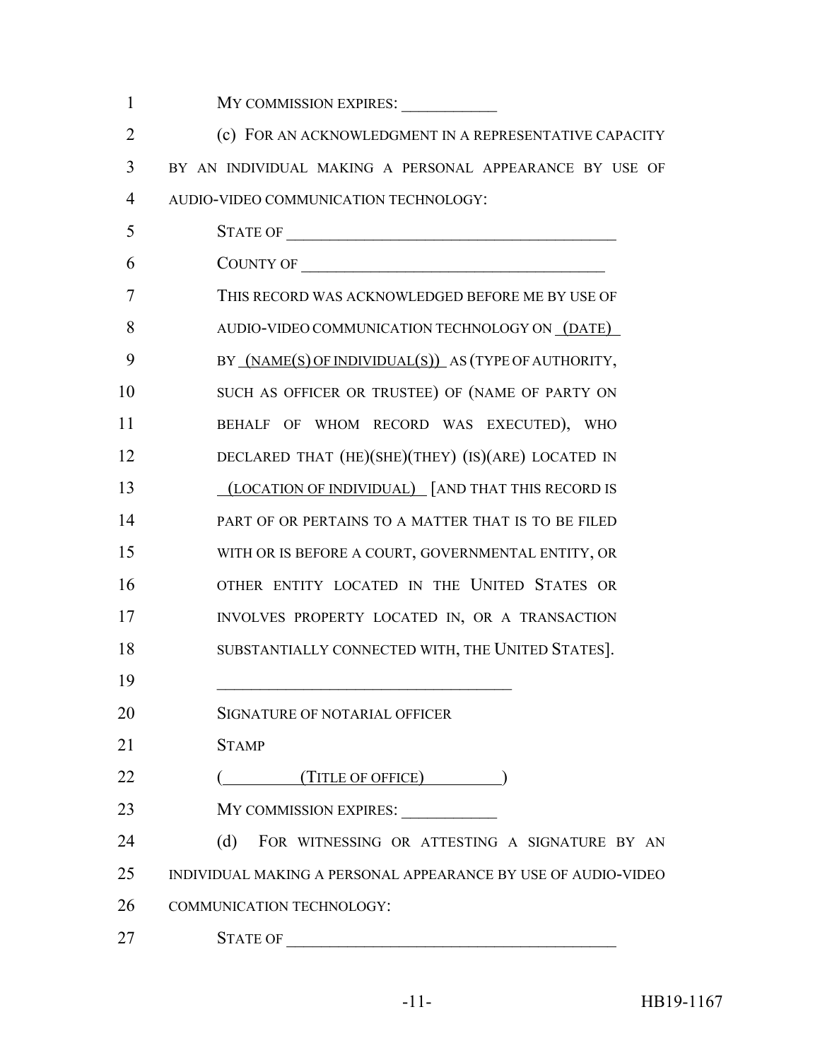MY COMMISSION EXPIRES: ____________

(c) FOR AN ACKNOWLEDGMENT IN A REPRESENTATIVE CAPACITY BY AN INDIVIDUAL MAKING A PERSONAL APPEARANCE BY USE OF AUDIO-VIDEO COMMUNICATION TECHNOLOGY:

STATE OF ________________________________________

COUNTY OF ______________________________________

THIS RECORD WAS ACKNOWLEDGED BEFORE ME BY USE OF AUDIO-VIDEO COMMUNICATION TECHNOLOGY ON (DATE) BY (NAME(S) OF INDIVIDUAL(S)) AS (TYPE OF AUTHORITY, SUCH AS OFFICER OR TRUSTEE) OF (NAME OF PARTY ON BEHALF OF WHOM RECORD WAS EXECUTED), WHO DECLARED THAT (HE)(SHE)(THEY) (IS)(ARE) LOCATED IN (LOCATION OF INDIVIDUAL) [AND THAT THIS RECORD IS PART OF OR PERTAINS TO A MATTER THAT IS TO BE FILED WITH OR IS BEFORE A COURT, GOVERNMENTAL ENTITY, OR OTHER ENTITY LOCATED IN THE UNITED STATES OR INVOLVES PROPERTY LOCATED IN, OR A TRANSACTION SUBSTANTIALLY CONNECTED WITH, THE UNITED STATES].

____________________________________

SIGNATURE OF NOTARIAL OFFICER

STAMP

( (TITLE OF OFFICE) )

MY COMMISSION EXPIRES: ____________

(d) FOR WITNESSING OR ATTESTING A SIGNATURE BY AN INDIVIDUAL MAKING A PERSONAL APPEARANCE BY USE OF AUDIO-VIDEO COMMUNICATION TECHNOLOGY:

STATE OF ________________________________________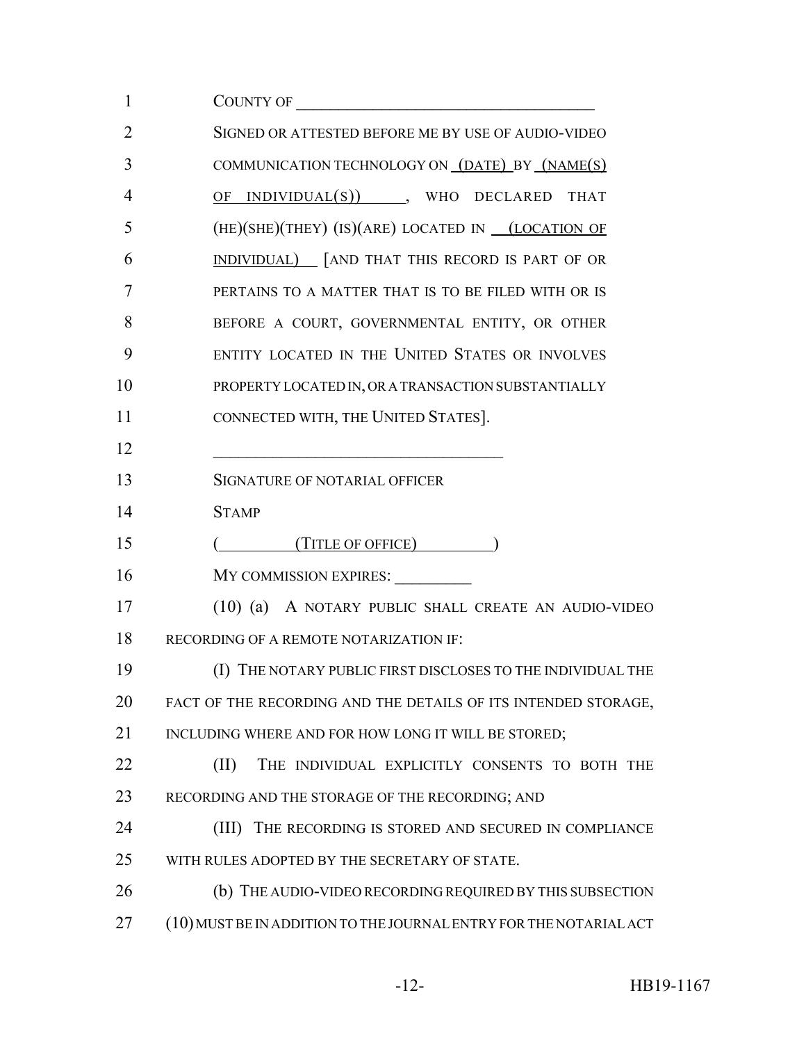COUNTY OF ______________________________________

SIGNED OR ATTESTED BEFORE ME BY USE OF AUDIO-VIDEO COMMUNICATION TECHNOLOGY ON (DATE) BY (NAME(S) OF INDIVIDUAL(S)) , WHO DECLARED THAT (HE)(SHE)(THEY) (IS)(ARE) LOCATED IN (LOCATION OF INDIVIDUAL) [AND THAT THIS RECORD IS PART OF OR PERTAINS TO A MATTER THAT IS TO BE FILED WITH OR IS BEFORE A COURT, GOVERNMENTAL ENTITY, OR OTHER ENTITY LOCATED IN THE UNITED STATES OR INVOLVES PROPERTY LOCATED IN, OR A TRANSACTION SUBSTANTIALLY CONNECTED WITH, THE UNITED STATES].

____________________________________

SIGNATURE OF NOTARIAL OFFICER

STAMP

( (TITLE OF OFFICE) )

MY COMMISSION EXPIRES: __________

(10) (a) A NOTARY PUBLIC SHALL CREATE AN AUDIO-VIDEO RECORDING OF A REMOTE NOTARIZATION IF:

(I) THE NOTARY PUBLIC FIRST DISCLOSES TO THE INDIVIDUAL THE FACT OF THE RECORDING AND THE DETAILS OF ITS INTENDED STORAGE, INCLUDING WHERE AND FOR HOW LONG IT WILL BE STORED;

(II) THE INDIVIDUAL EXPLICITLY CONSENTS TO BOTH THE RECORDING AND THE STORAGE OF THE RECORDING; AND

(III) THE RECORDING IS STORED AND SECURED IN COMPLIANCE WITH RULES ADOPTED BY THE SECRETARY OF STATE.

(b) THE AUDIO-VIDEO RECORDING REQUIRED BY THIS SUBSECTION (10) MUST BE IN ADDITION TO THE JOURNAL ENTRY FOR THE NOTARIAL ACT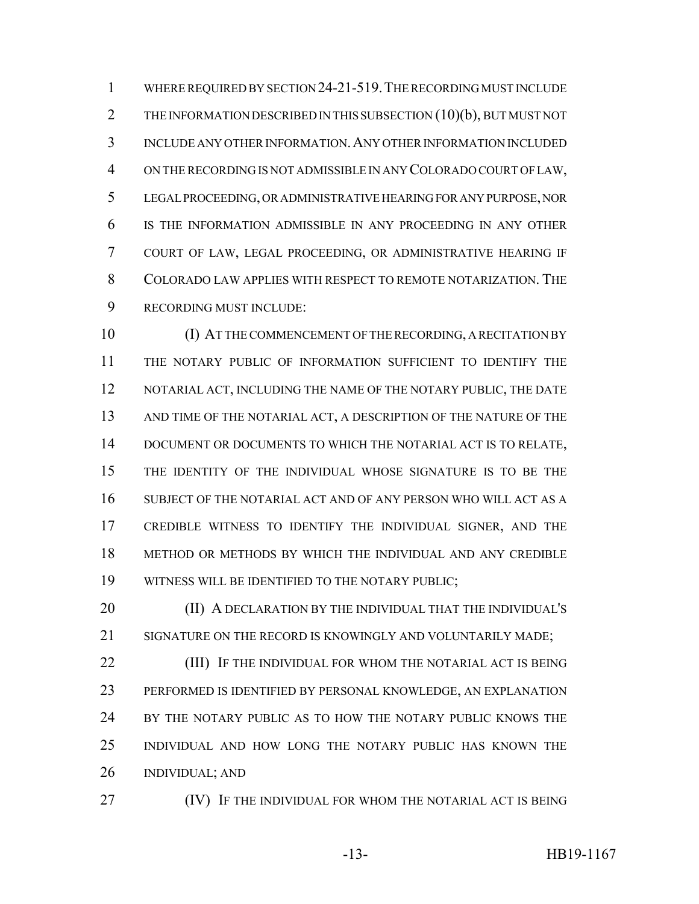WHERE REQUIRED BY SECTION 24-21-519. THE RECORDING MUST INCLUDE THE INFORMATION DESCRIBED IN THIS SUBSECTION (10)(b), BUT MUST NOT INCLUDE ANY OTHER INFORMATION. ANY OTHER INFORMATION INCLUDED ON THE RECORDING IS NOT ADMISSIBLE IN ANY COLORADO COURT OF LAW, LEGAL PROCEEDING, OR ADMINISTRATIVE HEARING FOR ANY PURPOSE, NOR IS THE INFORMATION ADMISSIBLE IN ANY PROCEEDING IN ANY OTHER COURT OF LAW, LEGAL PROCEEDING, OR ADMINISTRATIVE HEARING IF COLORADO LAW APPLIES WITH RESPECT TO REMOTE NOTARIZATION. THE RECORDING MUST INCLUDE:

(I) AT THE COMMENCEMENT OF THE RECORDING, A RECITATION BY THE NOTARY PUBLIC OF INFORMATION SUFFICIENT TO IDENTIFY THE NOTARIAL ACT, INCLUDING THE NAME OF THE NOTARY PUBLIC, THE DATE AND TIME OF THE NOTARIAL ACT, A DESCRIPTION OF THE NATURE OF THE DOCUMENT OR DOCUMENTS TO WHICH THE NOTARIAL ACT IS TO RELATE, THE IDENTITY OF THE INDIVIDUAL WHOSE SIGNATURE IS TO BE THE SUBJECT OF THE NOTARIAL ACT AND OF ANY PERSON WHO WILL ACT AS A CREDIBLE WITNESS TO IDENTIFY THE INDIVIDUAL SIGNER, AND THE METHOD OR METHODS BY WHICH THE INDIVIDUAL AND ANY CREDIBLE WITNESS WILL BE IDENTIFIED TO THE NOTARY PUBLIC;

(II) A DECLARATION BY THE INDIVIDUAL THAT THE INDIVIDUAL'S SIGNATURE ON THE RECORD IS KNOWINGLY AND VOLUNTARILY MADE;

(III) IF THE INDIVIDUAL FOR WHOM THE NOTARIAL ACT IS BEING PERFORMED IS IDENTIFIED BY PERSONAL KNOWLEDGE, AN EXPLANATION BY THE NOTARY PUBLIC AS TO HOW THE NOTARY PUBLIC KNOWS THE INDIVIDUAL AND HOW LONG THE NOTARY PUBLIC HAS KNOWN THE INDIVIDUAL; AND

(IV) IF THE INDIVIDUAL FOR WHOM THE NOTARIAL ACT IS BEING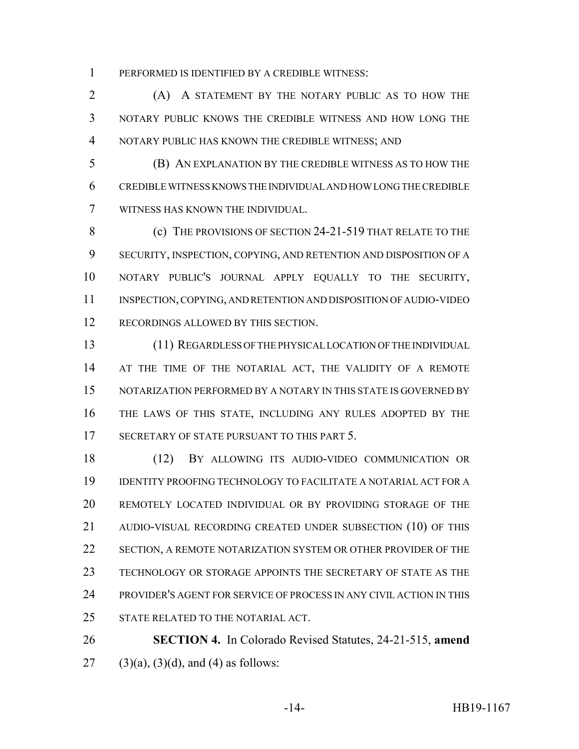PERFORMED IS IDENTIFIED BY A CREDIBLE WITNESS:

(A) A STATEMENT BY THE NOTARY PUBLIC AS TO HOW THE NOTARY PUBLIC KNOWS THE CREDIBLE WITNESS AND HOW LONG THE NOTARY PUBLIC HAS KNOWN THE CREDIBLE WITNESS; AND

(B) AN EXPLANATION BY THE CREDIBLE WITNESS AS TO HOW THE CREDIBLE WITNESS KNOWS THE INDIVIDUAL AND HOW LONG THE CREDIBLE WITNESS HAS KNOWN THE INDIVIDUAL.

(c) THE PROVISIONS OF SECTION 24-21-519 THAT RELATE TO THE SECURITY, INSPECTION, COPYING, AND RETENTION AND DISPOSITION OF A NOTARY PUBLIC'S JOURNAL APPLY EQUALLY TO THE SECURITY, INSPECTION, COPYING, AND RETENTION AND DISPOSITION OF AUDIO-VIDEO RECORDINGS ALLOWED BY THIS SECTION.

(11) REGARDLESS OF THE PHYSICAL LOCATION OF THE INDIVIDUAL AT THE TIME OF THE NOTARIAL ACT, THE VALIDITY OF A REMOTE NOTARIZATION PERFORMED BY A NOTARY IN THIS STATE IS GOVERNED BY THE LAWS OF THIS STATE, INCLUDING ANY RULES ADOPTED BY THE SECRETARY OF STATE PURSUANT TO THIS PART 5.

(12) BY ALLOWING ITS AUDIO-VIDEO COMMUNICATION OR IDENTITY PROOFING TECHNOLOGY TO FACILITATE A NOTARIAL ACT FOR A REMOTELY LOCATED INDIVIDUAL OR BY PROVIDING STORAGE OF THE AUDIO-VISUAL RECORDING CREATED UNDER SUBSECTION (10) OF THIS SECTION, A REMOTE NOTARIZATION SYSTEM OR OTHER PROVIDER OF THE TECHNOLOGY OR STORAGE APPOINTS THE SECRETARY OF STATE AS THE PROVIDER'S AGENT FOR SERVICE OF PROCESS IN ANY CIVIL ACTION IN THIS STATE RELATED TO THE NOTARIAL ACT.

**SECTION 4.** In Colorado Revised Statutes, 24-21-515, **amend** (3)(a), (3)(d), and (4) as follows: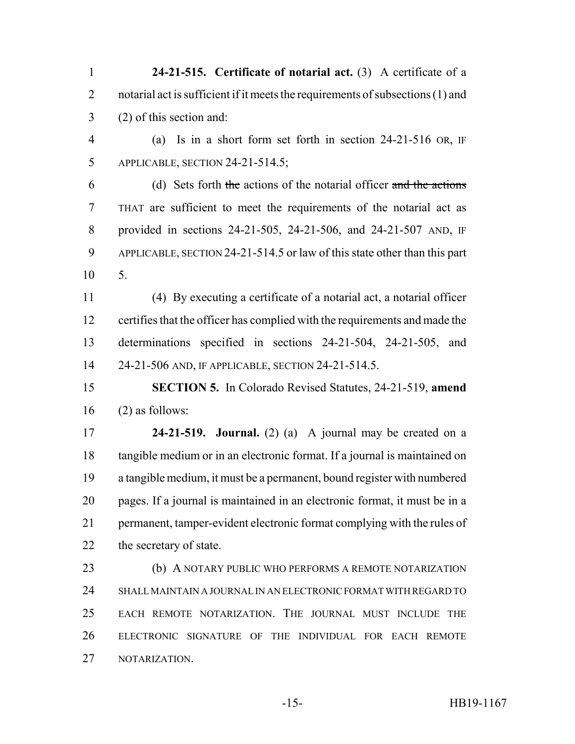**24-21-515. Certificate of notarial act.** (3) A certificate of a notarial act is sufficient if it meets the requirements of subsections (1) and (2) of this section and:

(a) Is in a short form set forth in section 24-21-516 OR, IF APPLICABLE, SECTION 24-21-514.5;

(d) Sets forth ~~the~~ actions of the notarial officer ~~and the actions~~ THAT are sufficient to meet the requirements of the notarial act as provided in sections 24-21-505, 24-21-506, and 24-21-507 AND, IF APPLICABLE, SECTION 24-21-514.5 or law of this state other than this part 5.

(4) By executing a certificate of a notarial act, a notarial officer certifies that the officer has complied with the requirements and made the determinations specified in sections 24-21-504, 24-21-505, and 24-21-506 AND, IF APPLICABLE, SECTION 24-21-514.5.

**SECTION 5.** In Colorado Revised Statutes, 24-21-519, **amend** (2) as follows:

**24-21-519. Journal.** (2) (a) A journal may be created on a tangible medium or in an electronic format. If a journal is maintained on a tangible medium, it must be a permanent, bound register with numbered pages. If a journal is maintained in an electronic format, it must be in a permanent, tamper-evident electronic format complying with the rules of the secretary of state.

(b) A NOTARY PUBLIC WHO PERFORMS A REMOTE NOTARIZATION SHALL MAINTAIN A JOURNAL IN AN ELECTRONIC FORMAT WITH REGARD TO EACH REMOTE NOTARIZATION. THE JOURNAL MUST INCLUDE THE ELECTRONIC SIGNATURE OF THE INDIVIDUAL FOR EACH REMOTE NOTARIZATION.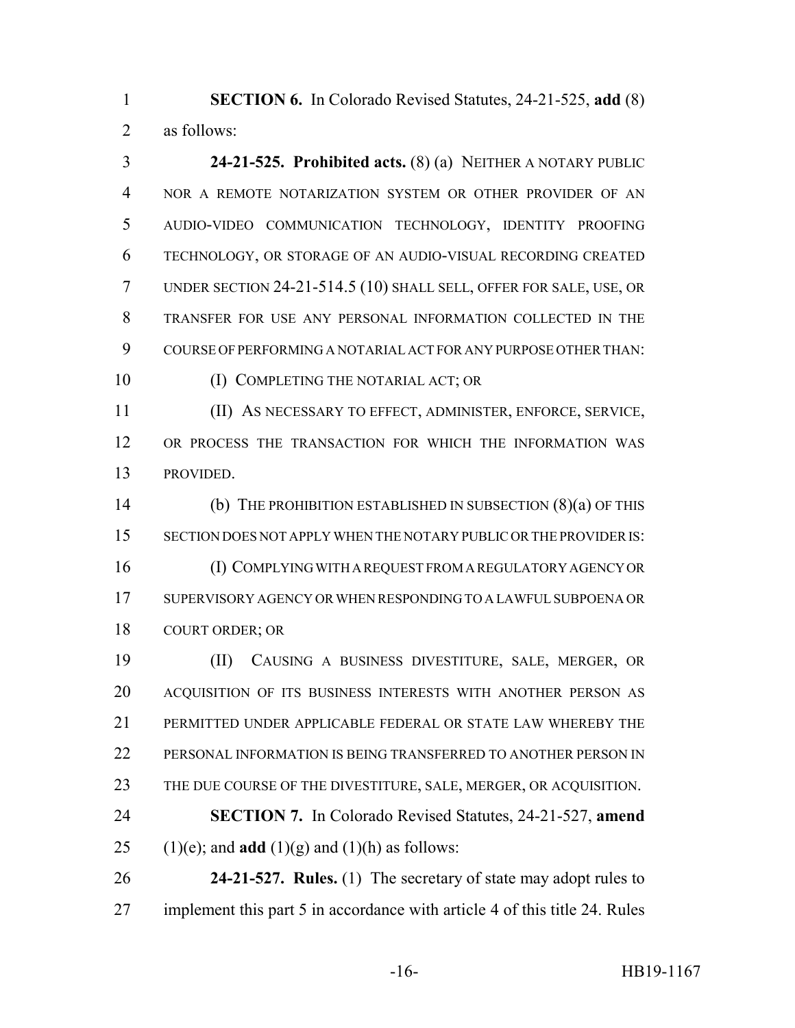**SECTION 6.** In Colorado Revised Statutes, 24-21-525, **add** (8) as follows:

**24-21-525. Prohibited acts.** (8) (a) NEITHER A NOTARY PUBLIC NOR A REMOTE NOTARIZATION SYSTEM OR OTHER PROVIDER OF AN AUDIO-VIDEO COMMUNICATION TECHNOLOGY, IDENTITY PROOFING TECHNOLOGY, OR STORAGE OF AN AUDIO-VISUAL RECORDING CREATED UNDER SECTION 24-21-514.5 (10) SHALL SELL, OFFER FOR SALE, USE, OR TRANSFER FOR USE ANY PERSONAL INFORMATION COLLECTED IN THE COURSE OF PERFORMING A NOTARIAL ACT FOR ANY PURPOSE OTHER THAN:

(I) COMPLETING THE NOTARIAL ACT; OR

(II) AS NECESSARY TO EFFECT, ADMINISTER, ENFORCE, SERVICE, OR PROCESS THE TRANSACTION FOR WHICH THE INFORMATION WAS PROVIDED.

(b) THE PROHIBITION ESTABLISHED IN SUBSECTION (8)(a) OF THIS SECTION DOES NOT APPLY WHEN THE NOTARY PUBLIC OR THE PROVIDER IS:

(I) COMPLYING WITH A REQUEST FROM A REGULATORY AGENCY OR SUPERVISORY AGENCY OR WHEN RESPONDING TO A LAWFUL SUBPOENA OR COURT ORDER; OR

(II) CAUSING A BUSINESS DIVESTITURE, SALE, MERGER, OR ACQUISITION OF ITS BUSINESS INTERESTS WITH ANOTHER PERSON AS PERMITTED UNDER APPLICABLE FEDERAL OR STATE LAW WHEREBY THE PERSONAL INFORMATION IS BEING TRANSFERRED TO ANOTHER PERSON IN THE DUE COURSE OF THE DIVESTITURE, SALE, MERGER, OR ACQUISITION.

**SECTION 7.** In Colorado Revised Statutes, 24-21-527, **amend** (1)(e); and **add** (1)(g) and (1)(h) as follows:

**24-21-527. Rules.** (1) The secretary of state may adopt rules to implement this part 5 in accordance with article 4 of this title 24. Rules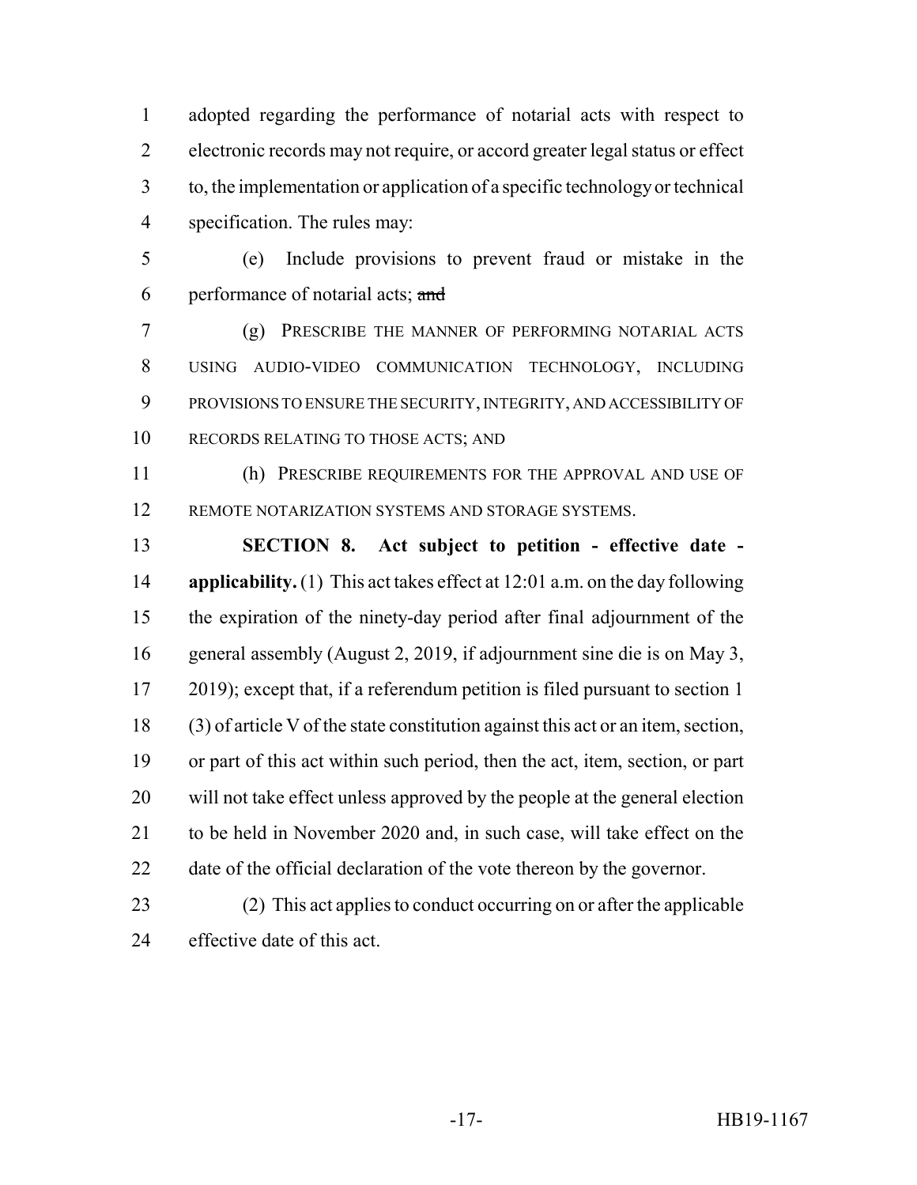adopted regarding the performance of notarial acts with respect to electronic records may not require, or accord greater legal status or effect to, the implementation or application of a specific technology or technical specification. The rules may:

(e) Include provisions to prevent fraud or mistake in the performance of notarial acts; ~~and~~

(g) PRESCRIBE THE MANNER OF PERFORMING NOTARIAL ACTS USING AUDIO-VIDEO COMMUNICATION TECHNOLOGY, INCLUDING PROVISIONS TO ENSURE THE SECURITY, INTEGRITY, AND ACCESSIBILITY OF RECORDS RELATING TO THOSE ACTS; AND

(h) PRESCRIBE REQUIREMENTS FOR THE APPROVAL AND USE OF REMOTE NOTARIZATION SYSTEMS AND STORAGE SYSTEMS.

**SECTION 8. Act subject to petition - effective date - applicability.** (1) This act takes effect at 12:01 a.m. on the day following the expiration of the ninety-day period after final adjournment of the general assembly (August 2, 2019, if adjournment sine die is on May 3, 2019); except that, if a referendum petition is filed pursuant to section 1 (3) of article V of the state constitution against this act or an item, section, or part of this act within such period, then the act, item, section, or part will not take effect unless approved by the people at the general election to be held in November 2020 and, in such case, will take effect on the date of the official declaration of the vote thereon by the governor.

(2) This act applies to conduct occurring on or after the applicable effective date of this act.